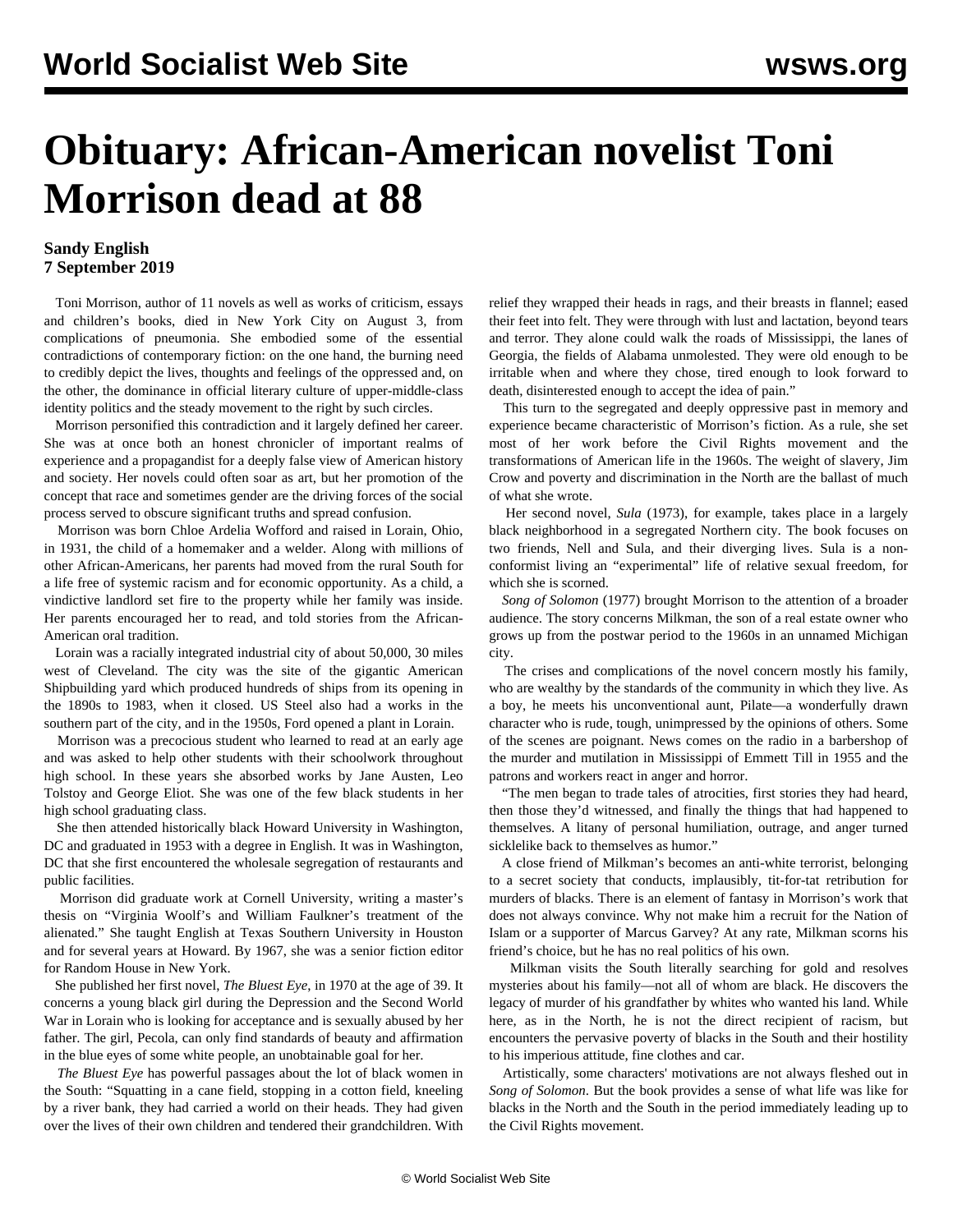# Obituary: African-American novelist Toni Morrison dead at 88

**Sandy English**
**7 September 2019**

Toni Morrison, author of 11 novels as well as works of criticism, essays and children's books, died in New York City on August 3, from complications of pneumonia. She embodied some of the essential contradictions of contemporary fiction: on the one hand, the burning need to credibly depict the lives, thoughts and feelings of the oppressed and, on the other, the dominance in official literary culture of upper-middle-class identity politics and the steady movement to the right by such circles.

Morrison personified this contradiction and it largely defined her career. She was at once both an honest chronicler of important realms of experience and a propagandist for a deeply false view of American history and society. Her novels could often soar as art, but her promotion of the concept that race and sometimes gender are the driving forces of the social process served to obscure significant truths and spread confusion.

Morrison was born Chloe Ardelia Wofford and raised in Lorain, Ohio, in 1931, the child of a homemaker and a welder. Along with millions of other African-Americans, her parents had moved from the rural South for a life free of systemic racism and for economic opportunity. As a child, a vindictive landlord set fire to the property while her family was inside. Her parents encouraged her to read, and told stories from the African-American oral tradition.

Lorain was a racially integrated industrial city of about 50,000, 30 miles west of Cleveland. The city was the site of the gigantic American Shipbuilding yard which produced hundreds of ships from its opening in the 1890s to 1983, when it closed. US Steel also had a works in the southern part of the city, and in the 1950s, Ford opened a plant in Lorain.

Morrison was a precocious student who learned to read at an early age and was asked to help other students with their schoolwork throughout high school. In these years she absorbed works by Jane Austen, Leo Tolstoy and George Eliot. She was one of the few black students in her high school graduating class.

She then attended historically black Howard University in Washington, DC and graduated in 1953 with a degree in English. It was in Washington, DC that she first encountered the wholesale segregation of restaurants and public facilities.

Morrison did graduate work at Cornell University, writing a master's thesis on "Virginia Woolf's and William Faulkner's treatment of the alienated." She taught English at Texas Southern University in Houston and for several years at Howard. By 1967, she was a senior fiction editor for Random House in New York.

She published her first novel, *The Bluest Eye*, in 1970 at the age of 39. It concerns a young black girl during the Depression and the Second World War in Lorain who is looking for acceptance and is sexually abused by her father. The girl, Pecola, can only find standards of beauty and affirmation in the blue eyes of some white people, an unobtainable goal for her.

*The Bluest Eye* has powerful passages about the lot of black women in the South: "Squatting in a cane field, stopping in a cotton field, kneeling by a river bank, they had carried a world on their heads. They had given over the lives of their own children and tendered their grandchildren. With relief they wrapped their heads in rags, and their breasts in flannel; eased their feet into felt. They were through with lust and lactation, beyond tears and terror. They alone could walk the roads of Mississippi, the lanes of Georgia, the fields of Alabama unmolested. They were old enough to be irritable when and where they chose, tired enough to look forward to death, disinterested enough to accept the idea of pain."

This turn to the segregated and deeply oppressive past in memory and experience became characteristic of Morrison's fiction. As a rule, she set most of her work before the Civil Rights movement and the transformations of American life in the 1960s. The weight of slavery, Jim Crow and poverty and discrimination in the North are the ballast of much of what she wrote.

Her second novel, *Sula* (1973), for example, takes place in a largely black neighborhood in a segregated Northern city. The book focuses on two friends, Nell and Sula, and their diverging lives. Sula is a non-conformist living an "experimental" life of relative sexual freedom, for which she is scorned.

*Song of Solomon* (1977) brought Morrison to the attention of a broader audience. The story concerns Milkman, the son of a real estate owner who grows up from the postwar period to the 1960s in an unnamed Michigan city.

The crises and complications of the novel concern mostly his family, who are wealthy by the standards of the community in which they live. As a boy, he meets his unconventional aunt, Pilate—a wonderfully drawn character who is rude, tough, unimpressed by the opinions of others. Some of the scenes are poignant. News comes on the radio in a barbershop of the murder and mutilation in Mississippi of Emmett Till in 1955 and the patrons and workers react in anger and horror.

"The men began to trade tales of atrocities, first stories they had heard, then those they'd witnessed, and finally the things that had happened to themselves. A litany of personal humiliation, outrage, and anger turned sicklelike back to themselves as humor."

A close friend of Milkman's becomes an anti-white terrorist, belonging to a secret society that conducts, implausibly, tit-for-tat retribution for murders of blacks. There is an element of fantasy in Morrison's work that does not always convince. Why not make him a recruit for the Nation of Islam or a supporter of Marcus Garvey? At any rate, Milkman scorns his friend's choice, but he has no real politics of his own.

Milkman visits the South literally searching for gold and resolves mysteries about his family—not all of whom are black. He discovers the legacy of murder of his grandfather by whites who wanted his land. While here, as in the North, he is not the direct recipient of racism, but encounters the pervasive poverty of blacks in the South and their hostility to his imperious attitude, fine clothes and car.

Artistically, some characters' motivations are not always fleshed out in *Song of Solomon*. But the book provides a sense of what life was like for blacks in the North and the South in the period immediately leading up to the Civil Rights movement.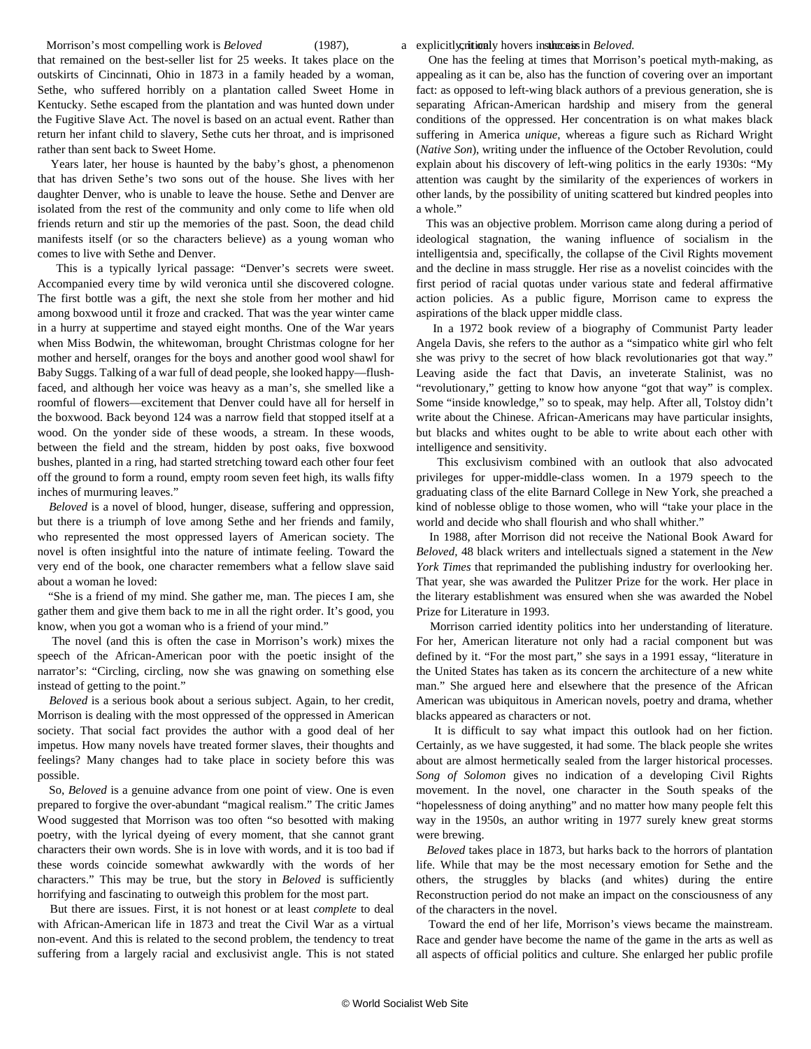Morrison's most compelling work is *Beloved* (1987), a critical success that remained on the best-seller list for 25 weeks. It takes place on the outskirts of Cincinnati, Ohio in 1873 in a family headed by a woman, Sethe, who suffered horribly on a plantation called Sweet Home in Kentucky. Sethe escaped from the plantation and was hunted down under the Fugitive Slave Act. The novel is based on an actual event. Rather than return her infant child to slavery, Sethe cuts her throat, and is imprisoned rather than sent back to Sweet Home.

Years later, her house is haunted by the baby's ghost, a phenomenon that has driven Sethe's two sons out of the house. She lives with her daughter Denver, who is unable to leave the house. Sethe and Denver are isolated from the rest of the community and only come to life when old friends return and stir up the memories of the past. Soon, the dead child manifests itself (or so the characters believe) as a young woman who comes to live with Sethe and Denver.

This is a typically lyrical passage: "Denver's secrets were sweet. Accompanied every time by wild veronica until she discovered cologne. The first bottle was a gift, the next she stole from her mother and hid among boxwood until it froze and cracked. That was the year winter came in a hurry at suppertime and stayed eight months. One of the War years when Miss Bodwin, the whitewoman, brought Christmas cologne for her mother and herself, oranges for the boys and another good wool shawl for Baby Suggs. Talking of a war full of dead people, she looked happy—flush-faced, and although her voice was heavy as a man's, she smelled like a roomful of flowers—excitement that Denver could have all for herself in the boxwood. Back beyond 124 was a narrow field that stopped itself at a wood. On the yonder side of these woods, a stream. In these woods, between the field and the stream, hidden by post oaks, five boxwood bushes, planted in a ring, had started stretching toward each other four feet off the ground to form a round, empty room seven feet high, its walls fifty inches of murmuring leaves."

*Beloved* is a novel of blood, hunger, disease, suffering and oppression, but there is a triumph of love among Sethe and her friends and family, who represented the most oppressed layers of American society. The novel is often insightful into the nature of intimate feeling. Toward the very end of the book, one character remembers what a fellow slave said about a woman he loved:

"She is a friend of my mind. She gather me, man. The pieces I am, she gather them and give them back to me in all the right order. It's good, you know, when you got a woman who is a friend of your mind."

The novel (and this is often the case in Morrison's work) mixes the speech of the African-American poor with the poetic insight of the narrator's: "Circling, circling, now she was gnawing on something else instead of getting to the point."

*Beloved* is a serious book about a serious subject. Again, to her credit, Morrison is dealing with the most oppressed of the oppressed in American society. That social fact provides the author with a good deal of her impetus. How many novels have treated former slaves, their thoughts and feelings? Many changes had to take place in society before this was possible.

So, *Beloved* is a genuine advance from one point of view. One is even prepared to forgive the over-abundant "magical realism." The critic James Wood suggested that Morrison was too often "so besotted with making poetry, with the lyrical dyeing of every moment, that she cannot grant characters their own words. She is in love with words, and it is too bad if these words coincide somewhat awkwardly with the words of her characters." This may be true, but the story in *Beloved* is sufficiently horrifying and fascinating to outweigh this problem for the most part.

But there are issues. First, it is not honest or at least *complete* to deal with African-American life in 1873 and treat the Civil War as a virtual non-event. And this is related to the second problem, the tendency to treat suffering from a largely racial and exclusivist angle. This is not stated explicitly, it only hovers in the air in *Beloved.*

One has the feeling at times that Morrison's poetical myth-making, as appealing as it can be, also has the function of covering over an important fact: as opposed to left-wing black authors of a previous generation, she is separating African-American hardship and misery from the general conditions of the oppressed. Her concentration is on what makes black suffering in America *unique*, whereas a figure such as Richard Wright (*Native Son*), writing under the influence of the October Revolution, could explain about his discovery of left-wing politics in the early 1930s: "My attention was caught by the similarity of the experiences of workers in other lands, by the possibility of uniting scattered but kindred peoples into a whole."

This was an objective problem. Morrison came along during a period of ideological stagnation, the waning influence of socialism in the intelligentsia and, specifically, the collapse of the Civil Rights movement and the decline in mass struggle. Her rise as a novelist coincides with the first period of racial quotas under various state and federal affirmative action policies. As a public figure, Morrison came to express the aspirations of the black upper middle class.

In a 1972 book review of a biography of Communist Party leader Angela Davis, she refers to the author as a "simpatico white girl who felt she was privy to the secret of how black revolutionaries got that way." Leaving aside the fact that Davis, an inveterate Stalinist, was no "revolutionary," getting to know how anyone "got that way" is complex. Some "inside knowledge," so to speak, may help. After all, Tolstoy didn't write about the Chinese. African-Americans may have particular insights, but blacks and whites ought to be able to write about each other with intelligence and sensitivity.

This exclusivism combined with an outlook that also advocated privileges for upper-middle-class women. In a 1979 speech to the graduating class of the elite Barnard College in New York, she preached a kind of noblesse oblige to those women, who will "take your place in the world and decide who shall flourish and who shall whither."

In 1988, after Morrison did not receive the National Book Award for *Beloved,* 48 black writers and intellectuals signed a statement in the *New York Times* that reprimanded the publishing industry for overlooking her. That year, she was awarded the Pulitzer Prize for the work. Her place in the literary establishment was ensured when she was awarded the Nobel Prize for Literature in 1993.

Morrison carried identity politics into her understanding of literature. For her, American literature not only had a racial component but was defined by it. "For the most part," she says in a 1991 essay, "literature in the United States has taken as its concern the architecture of a new white man." She argued here and elsewhere that the presence of the African American was ubiquitous in American novels, poetry and drama, whether blacks appeared as characters or not.

It is difficult to say what impact this outlook had on her fiction. Certainly, as we have suggested, it had some. The black people she writes about are almost hermetically sealed from the larger historical processes. *Song of Solomon* gives no indication of a developing Civil Rights movement. In the novel, one character in the South speaks of the "hopelessness of doing anything" and no matter how many people felt this way in the 1950s, an author writing in 1977 surely knew great storms were brewing.

*Beloved* takes place in 1873, but harks back to the horrors of plantation life. While that may be the most necessary emotion for Sethe and the others, the struggles by blacks (and whites) during the entire Reconstruction period do not make an impact on the consciousness of any of the characters in the novel.

Toward the end of her life, Morrison's views became the mainstream. Race and gender have become the name of the game in the arts as well as all aspects of official politics and culture. She enlarged her public profile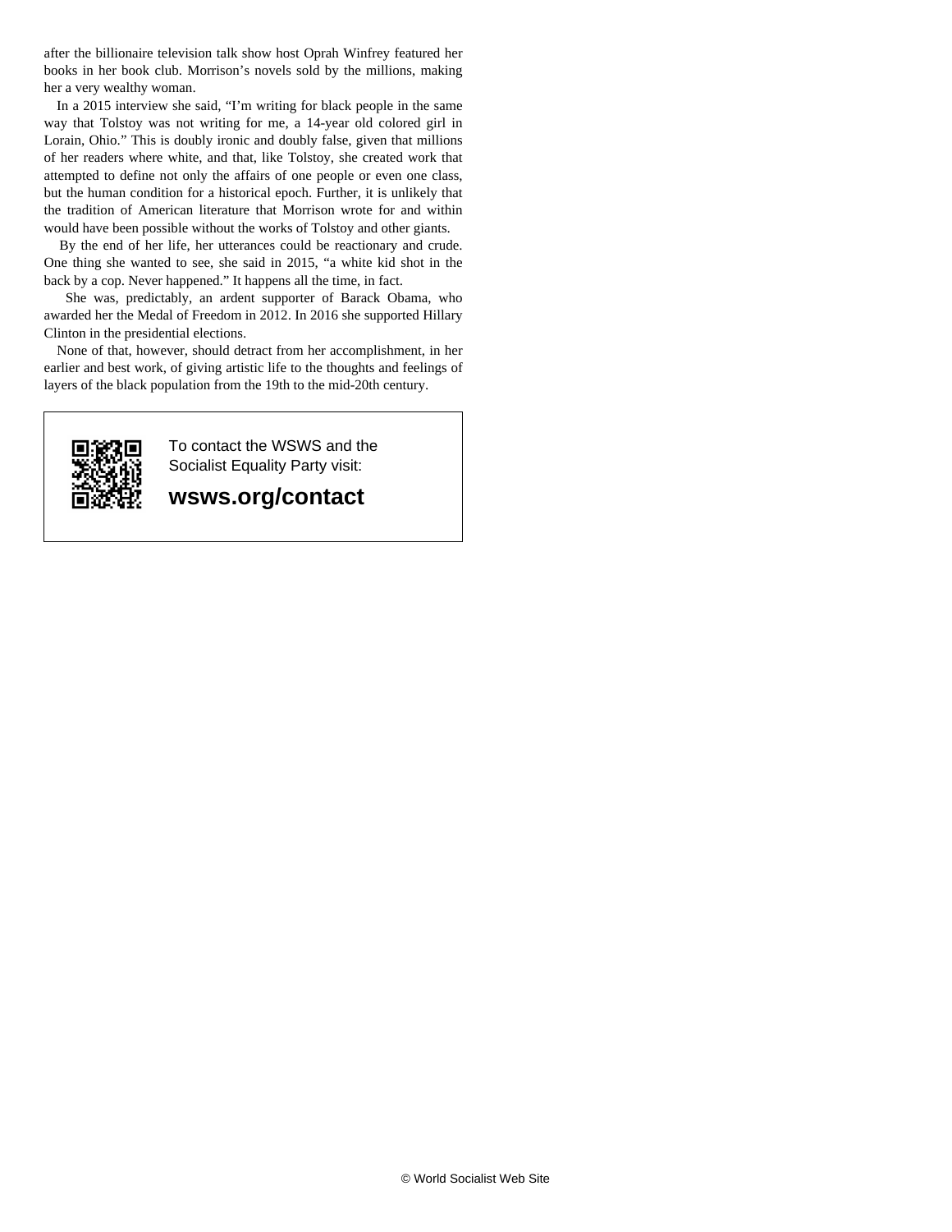after the billionaire television talk show host Oprah Winfrey featured her books in her book club. Morrison's novels sold by the millions, making her a very wealthy woman.

In a 2015 interview she said, "I'm writing for black people in the same way that Tolstoy was not writing for me, a 14-year old colored girl in Lorain, Ohio." This is doubly ironic and doubly false, given that millions of her readers where white, and that, like Tolstoy, she created work that attempted to define not only the affairs of one people or even one class, but the human condition for a historical epoch. Further, it is unlikely that the tradition of American literature that Morrison wrote for and within would have been possible without the works of Tolstoy and other giants.

By the end of her life, her utterances could be reactionary and crude. One thing she wanted to see, she said in 2015, "a white kid shot in the back by a cop. Never happened." It happens all the time, in fact.

She was, predictably, an ardent supporter of Barack Obama, who awarded her the Medal of Freedom in 2012. In 2016 she supported Hillary Clinton in the presidential elections.

None of that, however, should detract from her accomplishment, in her earlier and best work, of giving artistic life to the thoughts and feelings of layers of the black population from the 19th to the mid-20th century.

To contact the WSWS and the Socialist Equality Party visit:

**wsws.org/contact**